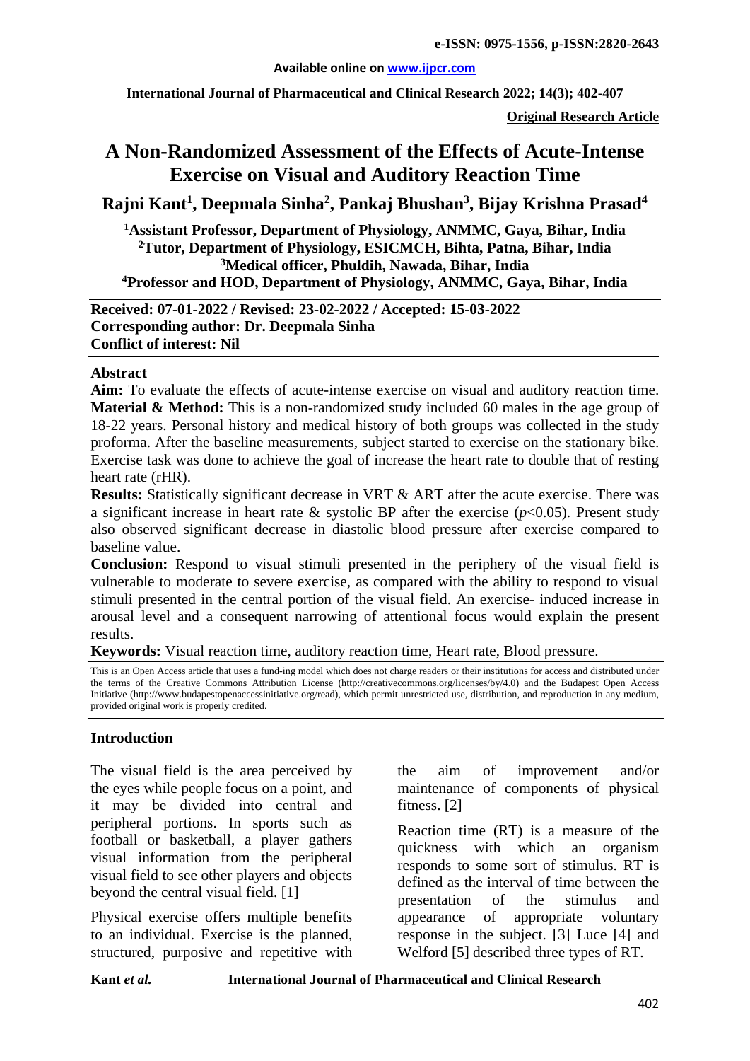# A Non-Randomized Assessment of the Effects of Acute-Intense Exercise on Visual and Auditory Reaction Time

**Rajni Kant[1], Deepmala Sinha[2], Pankaj Bhushan[3], Bijay Krishna Prasad[4]**

**[1]Assistant Professor, Department of Physiology, ANMMC, Gaya, Bihar, India**
**[2]Tutor, Department of Physiology, ESICMCH, Bihta, Patna, Bihar, India**
**[3]Medical officer, Phuldih, Nawada, Bihar, India**
**[4]Professor and HOD, Department of Physiology, ANMMC, Gaya, Bihar, India**

**Received: 07-01-2022 / Revised: 23-02-2022 / Accepted: 15-03-2022**
**Corresponding author: Dr. Deepmala Sinha**
**Conflict of interest: Nil**

## Abstract

**Aim:** To evaluate the effects of acute-intense exercise on visual and auditory reaction time.
**Material & Method:** This is a non-randomized study included 60 males in the age group of 18-22 years. Personal history and medical history of both groups was collected in the study proforma. After the baseline measurements, subject started to exercise on the stationary bike. Exercise task was done to achieve the goal of increase the heart rate to double that of resting heart rate (rHR).
**Results:** Statistically significant decrease in VRT & ART after the acute exercise. There was a significant increase in heart rate & systolic BP after the exercise ($p$<0.05). Present study also observed significant decrease in diastolic blood pressure after exercise compared to baseline value.
**Conclusion:** Respond to visual stimuli presented in the periphery of the visual field is vulnerable to moderate to severe exercise, as compared with the ability to respond to visual stimuli presented in the central portion of the visual field. An exercise- induced increase in arousal level and a consequent narrowing of attentional focus would explain the present results.

**Keywords:** Visual reaction time, auditory reaction time, Heart rate, Blood pressure.

This is an Open Access article that uses a fund-ing model which does not charge readers or their institutions for access and distributed under the terms of the Creative Commons Attribution License (http://creativecommons.org/licenses/by/4.0) and the Budapest Open Access Initiative (http://www.budapestopenaccessinitiative.org/read), which permit unrestricted use, distribution, and reproduction in any medium, provided original work is properly credited.

## Introduction

The visual field is the area perceived by the eyes while people focus on a point, and it may be divided into central and peripheral portions. In sports such as football or basketball, a player gathers visual information from the peripheral visual field to see other players and objects beyond the central visual field. [1]

Physical exercise offers multiple benefits to an individual. Exercise is the planned, structured, purposive and repetitive with the aim of improvement and/or maintenance of components of physical fitness. [2]

Reaction time (RT) is a measure of the quickness with which an organism responds to some sort of stimulus. RT is defined as the interval of time between the presentation of the stimulus and appearance of appropriate voluntary response in the subject. [3] Luce [4] and Welford [5] described three types of RT.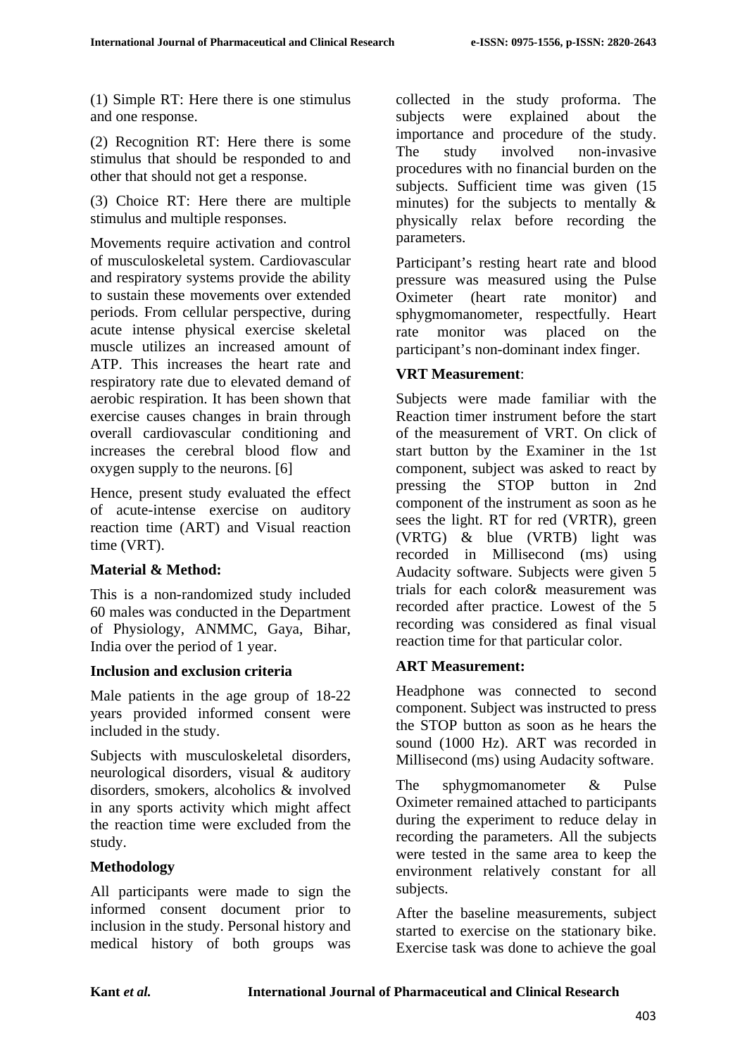(1) Simple RT: Here there is one stimulus and one response.

(2) Recognition RT: Here there is some stimulus that should be responded to and other that should not get a response.

(3) Choice RT: Here there are multiple stimulus and multiple responses.

Movements require activation and control of musculoskeletal system. Cardiovascular and respiratory systems provide the ability to sustain these movements over extended periods. From cellular perspective, during acute intense physical exercise skeletal muscle utilizes an increased amount of ATP. This increases the heart rate and respiratory rate due to elevated demand of aerobic respiration. It has been shown that exercise causes changes in brain through overall cardiovascular conditioning and increases the cerebral blood flow and oxygen supply to the neurons. [6]

Hence, present study evaluated the effect of acute-intense exercise on auditory reaction time (ART) and Visual reaction time (VRT).

## Material & Method:

This is a non-randomized study included 60 males was conducted in the Department of Physiology, ANMMC, Gaya, Bihar, India over the period of 1 year.

### Inclusion and exclusion criteria

Male patients in the age group of 18-22 years provided informed consent were included in the study.

Subjects with musculoskeletal disorders, neurological disorders, visual & auditory disorders, smokers, alcoholics & involved in any sports activity which might affect the reaction time were excluded from the study.

### Methodology

All participants were made to sign the informed consent document prior to inclusion in the study. Personal history and medical history of both groups was collected in the study proforma. The subjects were explained about the importance and procedure of the study. The study involved non-invasive procedures with no financial burden on the subjects. Sufficient time was given (15 minutes) for the subjects to mentally & physically relax before recording the parameters.

Participant's resting heart rate and blood pressure was measured using the Pulse Oximeter (heart rate monitor) and sphygmomanometer, respectfully. Heart rate monitor was placed on the participant's non-dominant index finger.

### VRT Measurement:

Subjects were made familiar with the Reaction timer instrument before the start of the measurement of VRT. On click of start button by the Examiner in the 1st component, subject was asked to react by pressing the STOP button in 2nd component of the instrument as soon as he sees the light. RT for red (VRTR), green (VRTG) & blue (VRTB) light was recorded in Millisecond (ms) using Audacity software. Subjects were given 5 trials for each color& measurement was recorded after practice. Lowest of the 5 recording was considered as final visual reaction time for that particular color.

### ART Measurement:

Headphone was connected to second component. Subject was instructed to press the STOP button as soon as he hears the sound (1000 Hz). ART was recorded in Millisecond (ms) using Audacity software.

The sphygmomanometer & Pulse Oximeter remained attached to participants during the experiment to reduce delay in recording the parameters. All the subjects were tested in the same area to keep the environment relatively constant for all subjects.

After the baseline measurements, subject started to exercise on the stationary bike. Exercise task was done to achieve the goal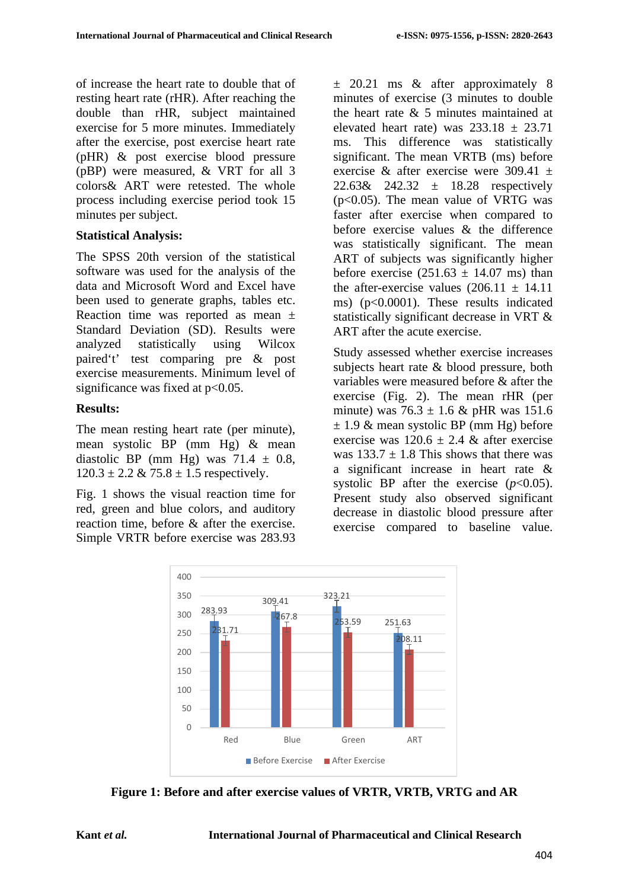of increase the heart rate to double that of resting heart rate (rHR). After reaching the double than rHR, subject maintained exercise for 5 more minutes. Immediately after the exercise, post exercise heart rate (pHR) & post exercise blood pressure (pBP) were measured, & VRT for all 3 colors& ART were retested. The whole process including exercise period took 15 minutes per subject.

**Statistical Analysis:**

The SPSS 20th version of the statistical software was used for the analysis of the data and Microsoft Word and Excel have been used to generate graphs, tables etc. Reaction time was reported as mean ± Standard Deviation (SD). Results were analyzed statistically using Wilcox paired't' test comparing pre & post exercise measurements. Minimum level of significance was fixed at $p<0.05$.

**Results:**

The mean resting heart rate (per minute), mean systolic BP (mm Hg) & mean diastolic BP (mm Hg) was 71.4 ± 0.8, 120.3 ± 2.2 & 75.8 ± 1.5 respectively.

Fig. 1 shows the visual reaction time for red, green and blue colors, and auditory reaction time, before & after the exercise. Simple VRTR before exercise was 283.93 ± 20.21 ms & after approximately 8 minutes of exercise (3 minutes to double the heart rate & 5 minutes maintained at elevated heart rate) was 233.18 ± 23.71 ms. This difference was statistically significant. The mean VRTB (ms) before exercise & after exercise were 309.41 ± 22.63& 242.32 ± 18.28 respectively ($p<0.05$). The mean value of VRTG was faster after exercise when compared to before exercise values & the difference was statistically significant. The mean ART of subjects was significantly higher before exercise (251.63 ± 14.07 ms) than the after-exercise values (206.11 ± 14.11 ms) ($p<0.0001$). These results indicated statistically significant decrease in VRT & ART after the acute exercise.

Study assessed whether exercise increases subjects heart rate & blood pressure, both variables were measured before & after the exercise (Fig. 2). The mean rHR (per minute) was 76.3 ± 1.6 & pHR was 151.6 ± 1.9 & mean systolic BP (mm Hg) before exercise was 120.6 ± 2.4 & after exercise was 133.7 ± 1.8 This shows that there was a significant increase in heart rate & systolic BP after the exercise ($p<0.05$). Present study also observed significant decrease in diastolic blood pressure after exercise compared to baseline value.

**Figure 1: Before and after exercise values of VRTR, VRTB, VRTG and AR**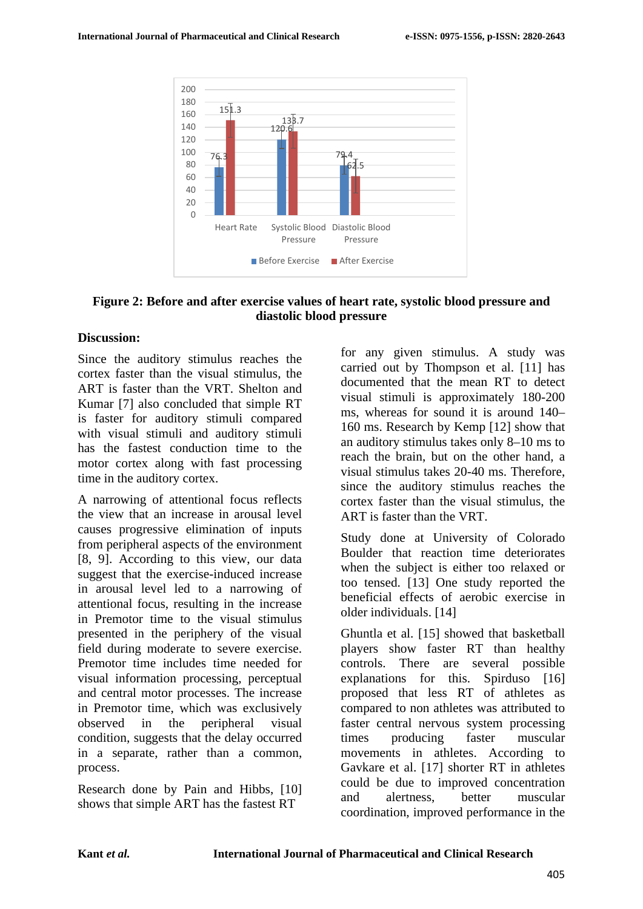**Figure 2: Before and after exercise values of heart rate, systolic blood pressure and diastolic blood pressure**

## Discussion:

Since the auditory stimulus reaches the cortex faster than the visual stimulus, the ART is faster than the VRT. Shelton and Kumar [7] also concluded that simple RT is faster for auditory stimuli compared with visual stimuli and auditory stimuli has the fastest conduction time to the motor cortex along with fast processing time in the auditory cortex.

A narrowing of attentional focus reflects the view that an increase in arousal level causes progressive elimination of inputs from peripheral aspects of the environment [8, 9]. According to this view, our data suggest that the exercise-induced increase in arousal level led to a narrowing of attentional focus, resulting in the increase in Premotor time to the visual stimulus presented in the periphery of the visual field during moderate to severe exercise. Premotor time includes time needed for visual information processing, perceptual and central motor processes. The increase in Premotor time, which was exclusively observed in the peripheral visual condition, suggests that the delay occurred in a separate, rather than a common, process.

Research done by Pain and Hibbs, [10] shows that simple ART has the fastest RT for any given stimulus. A study was carried out by Thompson et al. [11] has documented that the mean RT to detect visual stimuli is approximately 180-200 ms, whereas for sound it is around 140–160 ms. Research by Kemp [12] show that an auditory stimulus takes only 8–10 ms to reach the brain, but on the other hand, a visual stimulus takes 20-40 ms. Therefore, since the auditory stimulus reaches the cortex faster than the visual stimulus, the ART is faster than the VRT.

Study done at University of Colorado Boulder that reaction time deteriorates when the subject is either too relaxed or too tensed. [13] One study reported the beneficial effects of aerobic exercise in older individuals. [14]

Ghuntla et al. [15] showed that basketball players show faster RT than healthy controls. There are several possible explanations for this. Spirduso [16] proposed that less RT of athletes as compared to non athletes was attributed to faster central nervous system processing times producing faster muscular movements in athletes. According to Gavkare et al. [17] shorter RT in athletes could be due to improved concentration and alertness, better muscular coordination, improved performance in the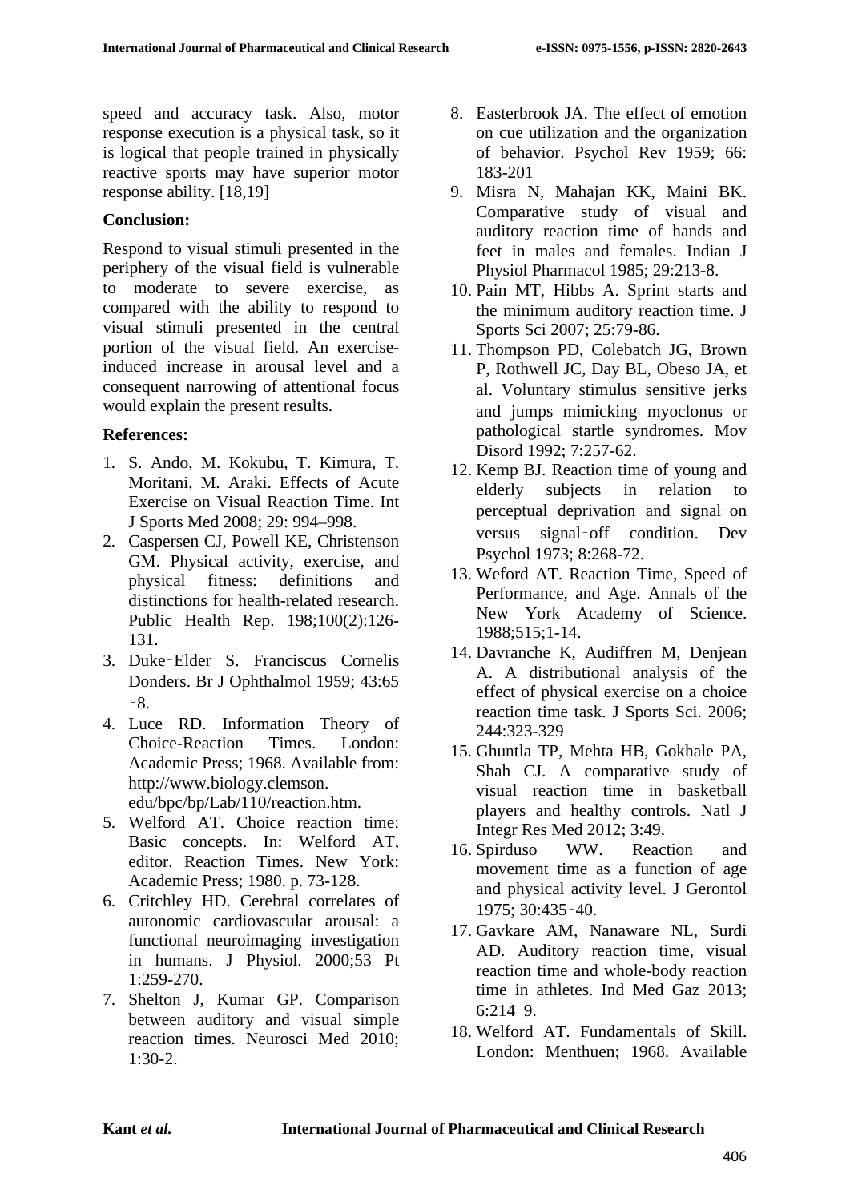speed and accuracy task. Also, motor response execution is a physical task, so it is logical that people trained in physically reactive sports may have superior motor response ability. [18,19]

**Conclusion:**

Respond to visual stimuli presented in the periphery of the visual field is vulnerable to moderate to severe exercise, as compared with the ability to respond to visual stimuli presented in the central portion of the visual field. An exercise-induced increase in arousal level and a consequent narrowing of attentional focus would explain the present results.

**References:**

1. S. Ando, M. Kokubu, T. Kimura, T. Moritani, M. Araki. Effects of Acute Exercise on Visual Reaction Time. Int J Sports Med 2008; 29: 994–998.
2. Caspersen CJ, Powell KE, Christenson GM. Physical activity, exercise, and physical fitness: definitions and distinctions for health-related research. Public Health Rep. 198;100(2):126-131.
3. Duke‑Elder S. Franciscus Cornelis Donders. Br J Ophthalmol 1959; 43:65‑8.
4. Luce RD. Information Theory of Choice-Reaction Times. London: Academic Press; 1968. Available from: http://www.biology.clemson. edu/bpc/bp/Lab/110/reaction.htm.
5. Welford AT. Choice reaction time: Basic concepts. In: Welford AT, editor. Reaction Times. New York: Academic Press; 1980. p. 73-128.
6. Critchley HD. Cerebral correlates of autonomic cardiovascular arousal: a functional neuroimaging investigation in humans. J Physiol. 2000;53 Pt 1:259-270.
7. Shelton J, Kumar GP. Comparison between auditory and visual simple reaction times. Neurosci Med 2010; 1:30-2.
8. Easterbrook JA. The effect of emotion on cue utilization and the organization of behavior. Psychol Rev 1959; 66: 183-201
9. Misra N, Mahajan KK, Maini BK. Comparative study of visual and auditory reaction time of hands and feet in males and females. Indian J Physiol Pharmacol 1985; 29:213-8.
10. Pain MT, Hibbs A. Sprint starts and the minimum auditory reaction time. J Sports Sci 2007; 25:79-86.
11. Thompson PD, Colebatch JG, Brown P, Rothwell JC, Day BL, Obeso JA, et al. Voluntary stimulus‑sensitive jerks and jumps mimicking myoclonus or pathological startle syndromes. Mov Disord 1992; 7:257-62.
12. Kemp BJ. Reaction time of young and elderly subjects in relation to perceptual deprivation and signal‑on versus signal‑off condition. Dev Psychol 1973; 8:268-72.
13. Weford AT. Reaction Time, Speed of Performance, and Age. Annals of the New York Academy of Science. 1988;515;1-14.
14. Davranche K, Audiffren M, Denjean A. A distributional analysis of the effect of physical exercise on a choice reaction time task. J Sports Sci. 2006; 244:323-329
15. Ghuntla TP, Mehta HB, Gokhale PA, Shah CJ. A comparative study of visual reaction time in basketball players and healthy controls. Natl J Integr Res Med 2012; 3:49.
16. Spirduso WW. Reaction and movement time as a function of age and physical activity level. J Gerontol 1975; 30:435‑40.
17. Gavkare AM, Nanaware NL, Surdi AD. Auditory reaction time, visual reaction time and whole-body reaction time in athletes. Ind Med Gaz 2013; 6:214‑9.
18. Welford AT. Fundamentals of Skill. London: Menthuen; 1968. Available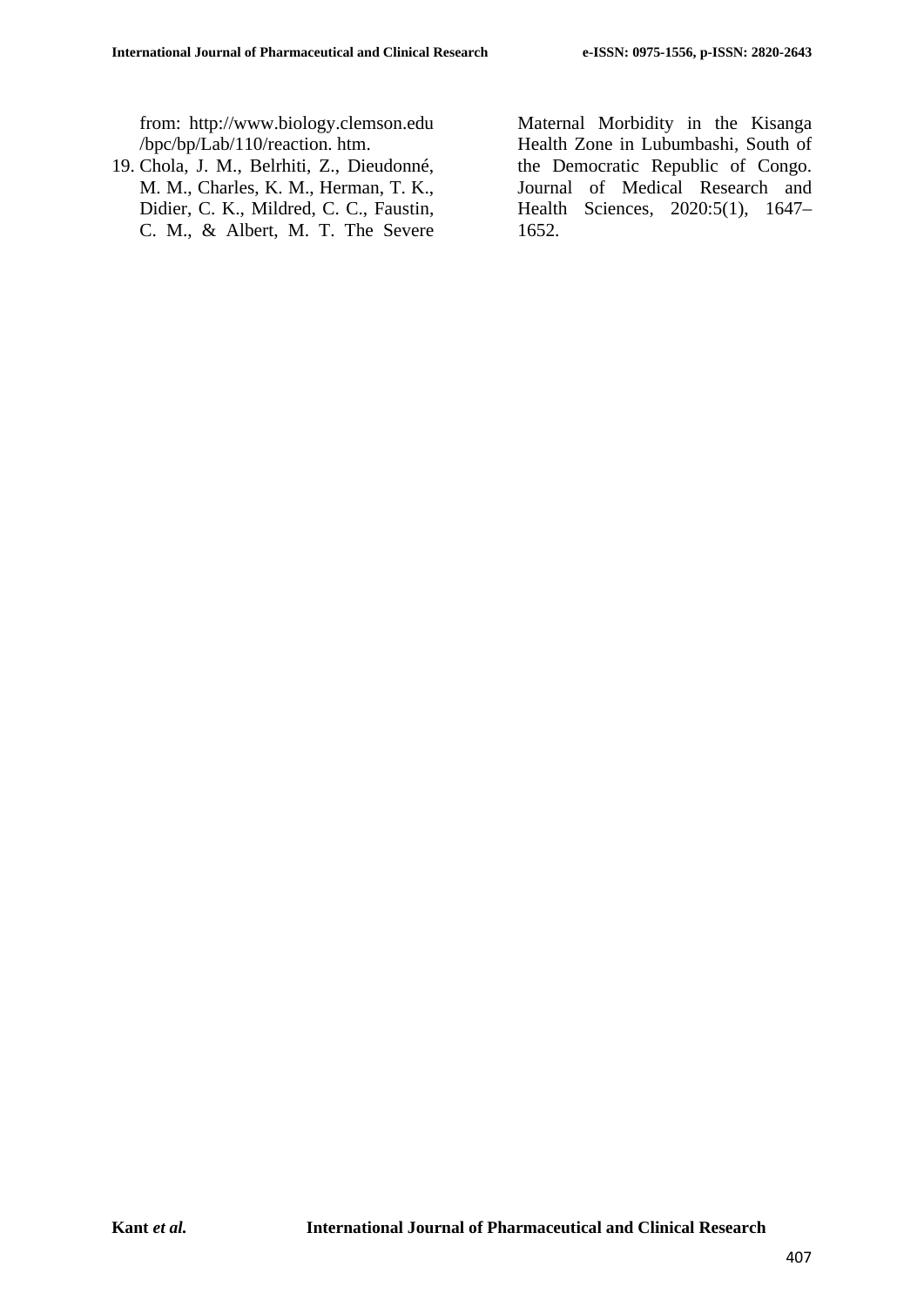from: http://www.biology.clemson.edu /bpc/bp/Lab/110/reaction. htm.

19. Chola, J. M., Belrhiti, Z., Dieudonné, M. M., Charles, K. M., Herman, T. K., Didier, C. K., Mildred, C. C., Faustin, C. M., & Albert, M. T. The Severe Maternal Morbidity in the Kisanga Health Zone in Lubumbashi, South of the Democratic Republic of Congo. Journal of Medical Research and Health Sciences, 2020:5(1), 1647–1652.